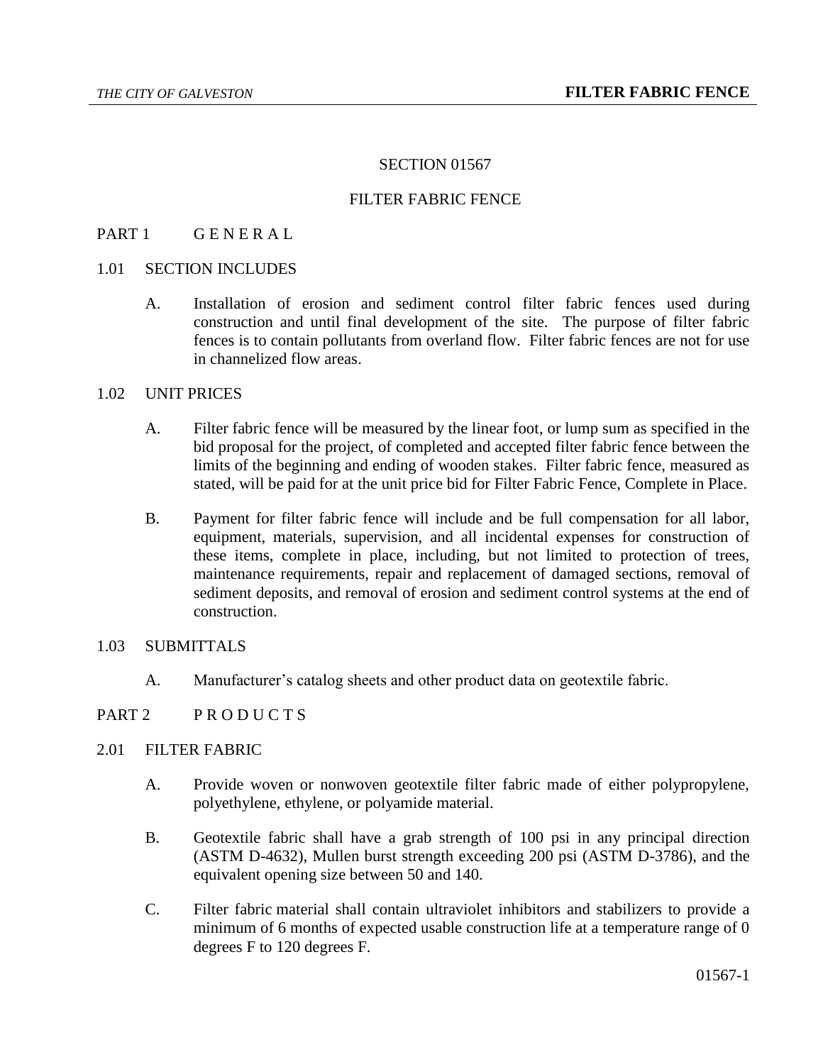# SECTION 01567

# FILTER FABRIC FENCE

## PART 1 G E N E R A L

### 1.01 SECTION INCLUDES

A. Installation of erosion and sediment control filter fabric fences used during construction and until final development of the site. The purpose of filter fabric fences is to contain pollutants from overland flow. Filter fabric fences are not for use in channelized flow areas.

### 1.02 UNIT PRICES

A. Filter fabric fence will be measured by the linear foot, or lump sum as specified in the bid proposal for the project, of completed and accepted filter fabric fence between the limits of the beginning and ending of wooden stakes. Filter fabric fence, measured as stated, will be paid for at the unit price bid for Filter Fabric Fence, Complete in Place.

B. Payment for filter fabric fence will include and be full compensation for all labor, equipment, materials, supervision, and all incidental expenses for construction of these items, complete in place, including, but not limited to protection of trees, maintenance requirements, repair and replacement of damaged sections, removal of sediment deposits, and removal of erosion and sediment control systems at the end of construction.

### 1.03 SUBMITTALS

A. Manufacturer's catalog sheets and other product data on geotextile fabric.

## PART 2 P R O D U C T S

### 2.01 FILTER FABRIC

A. Provide woven or nonwoven geotextile filter fabric made of either polypropylene, polyethylene, ethylene, or polyamide material.

B. Geotextile fabric shall have a grab strength of 100 psi in any principal direction (ASTM D-4632), Mullen burst strength exceeding 200 psi (ASTM D-3786), and the equivalent opening size between 50 and 140.

C. Filter fabric material shall contain ultraviolet inhibitors and stabilizers to provide a minimum of 6 months of expected usable construction life at a temperature range of 0 degrees F to 120 degrees F.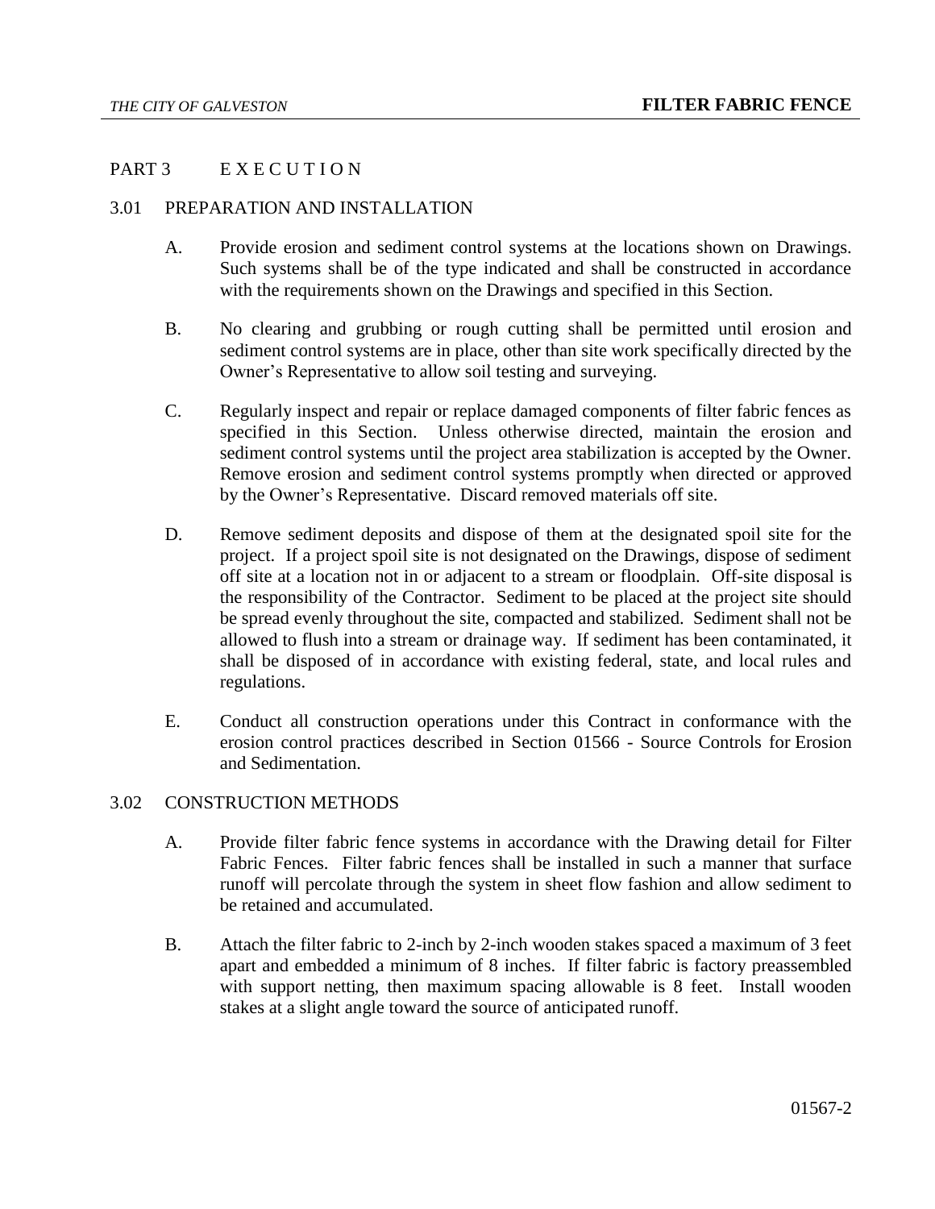## PART 3 E X E C U T I O N

### 3.01 PREPARATION AND INSTALLATION

A. Provide erosion and sediment control systems at the locations shown on Drawings. Such systems shall be of the type indicated and shall be constructed in accordance with the requirements shown on the Drawings and specified in this Section.

B. No clearing and grubbing or rough cutting shall be permitted until erosion and sediment control systems are in place, other than site work specifically directed by the Owner's Representative to allow soil testing and surveying.

C. Regularly inspect and repair or replace damaged components of filter fabric fences as specified in this Section. Unless otherwise directed, maintain the erosion and sediment control systems until the project area stabilization is accepted by the Owner. Remove erosion and sediment control systems promptly when directed or approved by the Owner's Representative. Discard removed materials off site.

D. Remove sediment deposits and dispose of them at the designated spoil site for the project. If a project spoil site is not designated on the Drawings, dispose of sediment off site at a location not in or adjacent to a stream or floodplain. Off-site disposal is the responsibility of the Contractor. Sediment to be placed at the project site should be spread evenly throughout the site, compacted and stabilized. Sediment shall not be allowed to flush into a stream or drainage way. If sediment has been contaminated, it shall be disposed of in accordance with existing federal, state, and local rules and regulations.

E. Conduct all construction operations under this Contract in conformance with the erosion control practices described in Section 01566 - Source Controls for Erosion and Sedimentation.

### 3.02 CONSTRUCTION METHODS

A. Provide filter fabric fence systems in accordance with the Drawing detail for Filter Fabric Fences. Filter fabric fences shall be installed in such a manner that surface runoff will percolate through the system in sheet flow fashion and allow sediment to be retained and accumulated.

B. Attach the filter fabric to 2-inch by 2-inch wooden stakes spaced a maximum of 3 feet apart and embedded a minimum of 8 inches. If filter fabric is factory preassembled with support netting, then maximum spacing allowable is 8 feet. Install wooden stakes at a slight angle toward the source of anticipated runoff.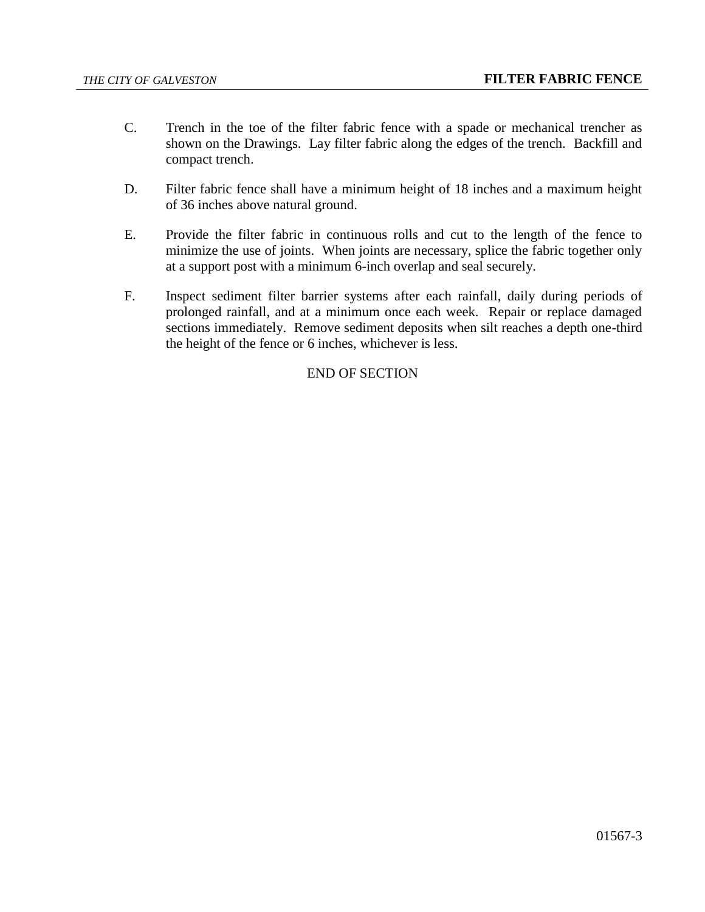C. Trench in the toe of the filter fabric fence with a spade or mechanical trencher as shown on the Drawings. Lay filter fabric along the edges of the trench. Backfill and compact trench.

D. Filter fabric fence shall have a minimum height of 18 inches and a maximum height of 36 inches above natural ground.

E. Provide the filter fabric in continuous rolls and cut to the length of the fence to minimize the use of joints. When joints are necessary, splice the fabric together only at a support post with a minimum 6-inch overlap and seal securely.

F. Inspect sediment filter barrier systems after each rainfall, daily during periods of prolonged rainfall, and at a minimum once each week. Repair or replace damaged sections immediately. Remove sediment deposits when silt reaches a depth one-third the height of the fence or 6 inches, whichever is less.

END OF SECTION